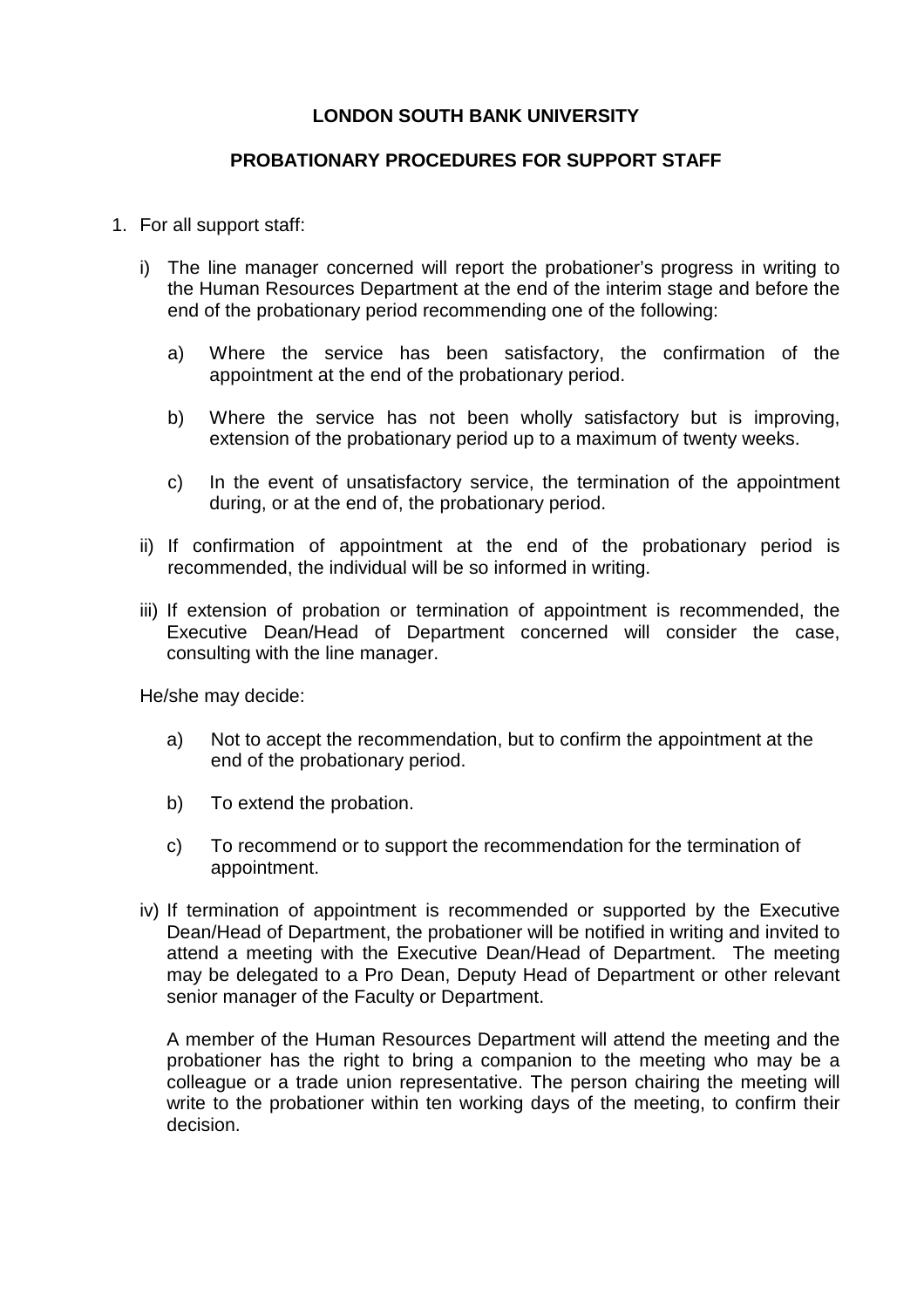# LONDON SOUTH BANK UNIVERSITY

## PROBATIONARY PROCEDURES FOR SUPPORT STAFF

1. For all support staff:

   i) The line manager concerned will report the probationer's progress in writing to the Human Resources Department at the end of the interim stage and before the end of the probationary period recommending one of the following:

      a) Where the service has been satisfactory, the confirmation of the appointment at the end of the probationary period.

      b) Where the service has not been wholly satisfactory but is improving, extension of the probationary period up to a maximum of twenty weeks.

      c) In the event of unsatisfactory service, the termination of the appointment during, or at the end of, the probationary period.

   ii) If confirmation of appointment at the end of the probationary period is recommended, the individual will be so informed in writing.

   iii) If extension of probation or termination of appointment is recommended, the Executive Dean/Head of Department concerned will consider the case, consulting with the line manager.

   He/she may decide:

      a) Not to accept the recommendation, but to confirm the appointment at the end of the probationary period.

      b) To extend the probation.

      c) To recommend or to support the recommendation for the termination of appointment.

   iv) If termination of appointment is recommended or supported by the Executive Dean/Head of Department, the probationer will be notified in writing and invited to attend a meeting with the Executive Dean/Head of Department. The meeting may be delegated to a Pro Dean, Deputy Head of Department or other relevant senior manager of the Faculty or Department.

      A member of the Human Resources Department will attend the meeting and the probationer has the right to bring a companion to the meeting who may be a colleague or a trade union representative. The person chairing the meeting will write to the probationer within ten working days of the meeting, to confirm their decision.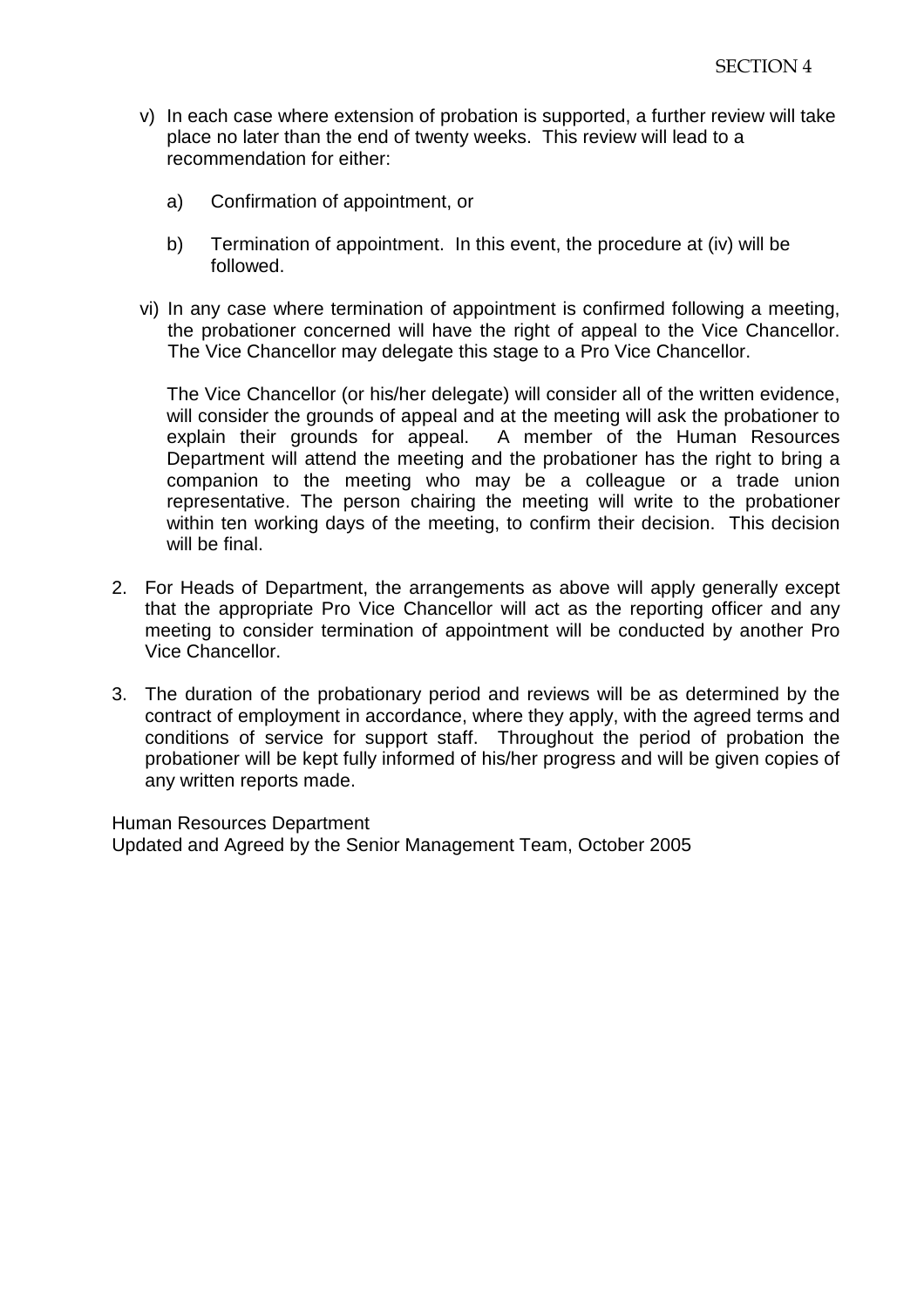v) In each case where extension of probation is supported, a further review will take place no later than the end of twenty weeks. This review will lead to a recommendation for either:

   a) Confirmation of appointment, or

   b) Termination of appointment. In this event, the procedure at (iv) will be followed.

vi) In any case where termination of appointment is confirmed following a meeting, the probationer concerned will have the right of appeal to the Vice Chancellor. The Vice Chancellor may delegate this stage to a Pro Vice Chancellor.

   The Vice Chancellor (or his/her delegate) will consider all of the written evidence, will consider the grounds of appeal and at the meeting will ask the probationer to explain their grounds for appeal. A member of the Human Resources Department will attend the meeting and the probationer has the right to bring a companion to the meeting who may be a colleague or a trade union representative. The person chairing the meeting will write to the probationer within ten working days of the meeting, to confirm their decision. This decision will be final.

2. For Heads of Department, the arrangements as above will apply generally except that the appropriate Pro Vice Chancellor will act as the reporting officer and any meeting to consider termination of appointment will be conducted by another Pro Vice Chancellor.

3. The duration of the probationary period and reviews will be as determined by the contract of employment in accordance, where they apply, with the agreed terms and conditions of service for support staff. Throughout the period of probation the probationer will be kept fully informed of his/her progress and will be given copies of any written reports made.

Human Resources Department
Updated and Agreed by the Senior Management Team, October 2005